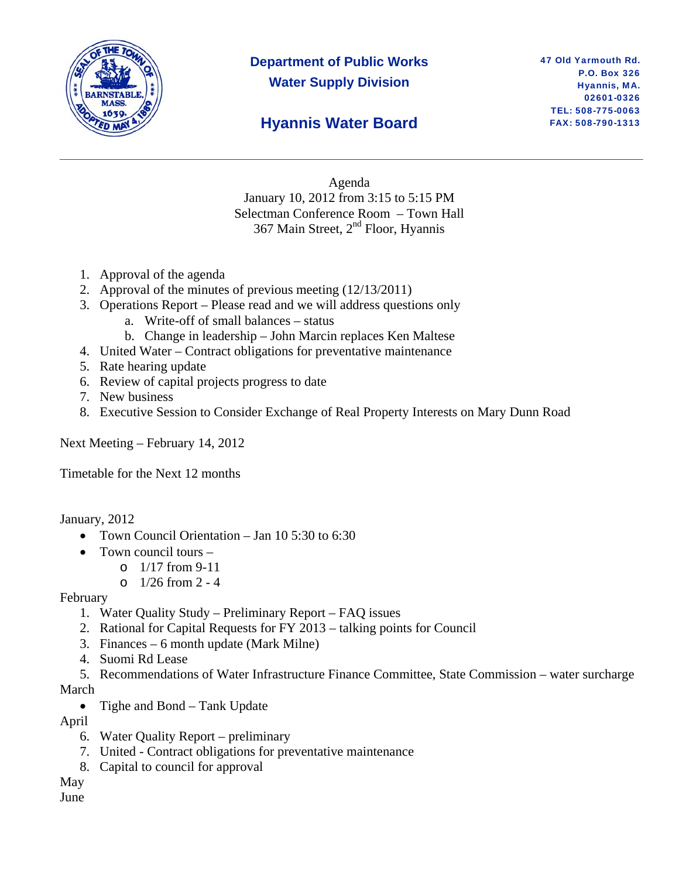**Department of Public Works**
**Water Supply Division**

# Hyannis Water Board

47 Old Yarmouth Rd.
P.O. Box 326
Hyannis, MA.
02601-0326
TEL: 508-775-0063
FAX: 508-790-1313

---

Agenda
January 10, 2012 from 3:15 to 5:15 PM
Selectman Conference Room – Town Hall
367 Main Street, 2nd Floor, Hyannis

1. Approval of the agenda
2. Approval of the minutes of previous meeting (12/13/2011)
3. Operations Report – Please read and we will address questions only
    a. Write-off of small balances – status
    b. Change in leadership – John Marcin replaces Ken Maltese
4. United Water – Contract obligations for preventative maintenance
5. Rate hearing update
6. Review of capital projects progress to date
7. New business
8. Executive Session to Consider Exchange of Real Property Interests on Mary Dunn Road

Next Meeting – February 14, 2012

Timetable for the Next 12 months

January, 2012

- Town Council Orientation – Jan 10 5:30 to 6:30
- Town council tours –
    - 1/17 from 9-11
    - 1/26 from 2 - 4

February

1. Water Quality Study – Preliminary Report – FAQ issues
2. Rational for Capital Requests for FY 2013 – talking points for Council
3. Finances – 6 month update (Mark Milne)
4. Suomi Rd Lease
5. Recommendations of Water Infrastructure Finance Committee, State Commission – water surcharge

March

- Tighe and Bond – Tank Update

April

6. Water Quality Report – preliminary
7. United - Contract obligations for preventative maintenance
8. Capital to council for approval

May

June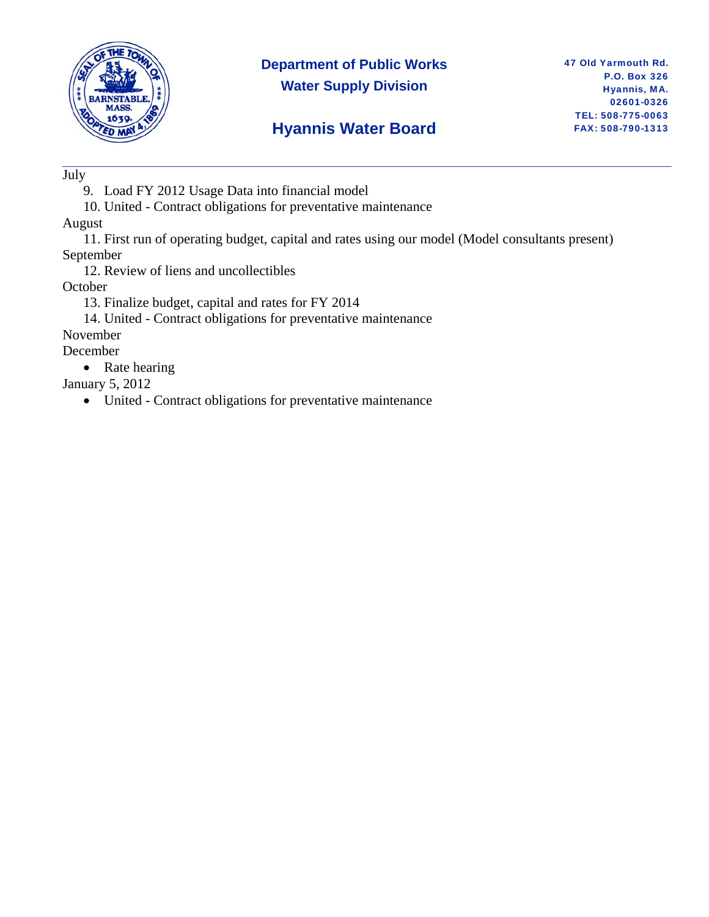Department of Public Works
Water Supply Division

Hyannis Water Board

47 Old Yarmouth Rd.
P.O. Box 326
Hyannis, MA.
02601-0326
TEL: 508-775-0063
FAX: 508-790-1313

July

9. Load FY 2012 Usage Data into financial model
10. United - Contract obligations for preventative maintenance

August

11. First run of operating budget, capital and rates using our model (Model consultants present)

September

12. Review of liens and uncollectibles

October

13. Finalize budget, capital and rates for FY 2014
14. United - Contract obligations for preventative maintenance

November

December

- Rate hearing

January 5, 2012

- United - Contract obligations for preventative maintenance